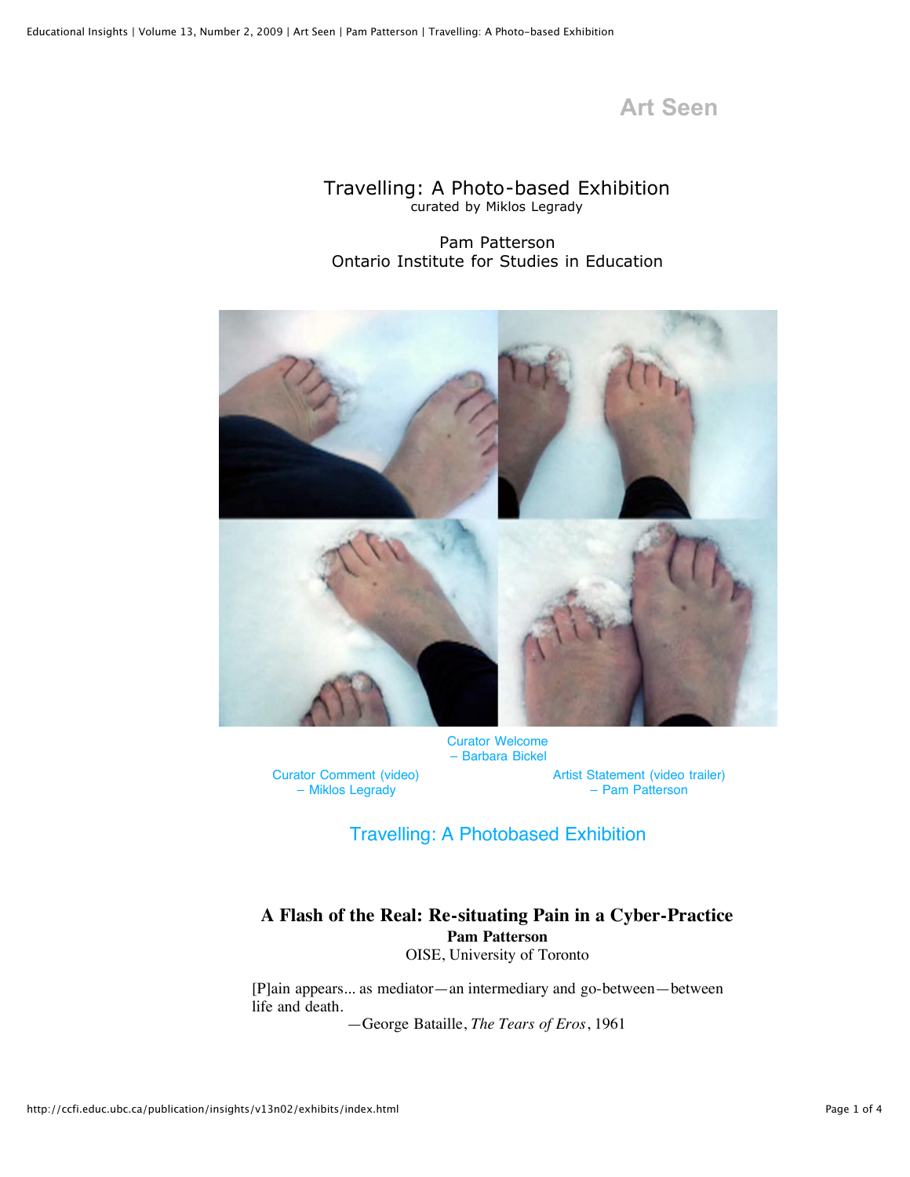# Art Seen

## Travelling: A Photo-based Exhibition

curated by Miklos Legrady

Pam Patterson
Ontario Institute for Studies in Education

Curator Welcome
– Barbara Bickel

Curator Comment (video)
– Miklos Legrady

Artist Statement (video trailer)
– Pam Patterson

Travelling: A Photobased Exhibition

## A Flash of the Real: Re-situating Pain in a Cyber-Practice

**Pam Patterson**
OISE, University of Toronto

[P]ain appears... as mediator—an intermediary and go-between—between life and death.

—George Bataille, *The Tears of Eros*, 1961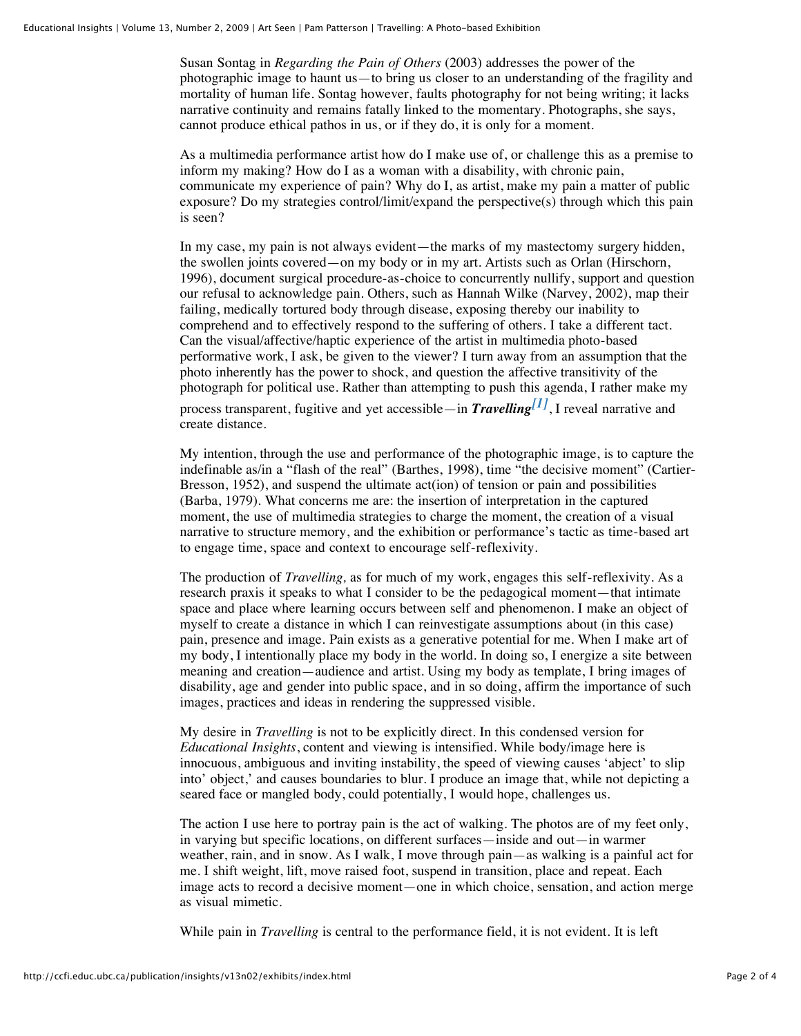Susan Sontag in *Regarding the Pain of Others* (2003) addresses the power of the photographic image to haunt us—to bring us closer to an understanding of the fragility and mortality of human life. Sontag however, faults photography for not being writing; it lacks narrative continuity and remains fatally linked to the momentary. Photographs, she says, cannot produce ethical pathos in us, or if they do, it is only for a moment.

As a multimedia performance artist how do I make use of, or challenge this as a premise to inform my making? How do I as a woman with a disability, with chronic pain, communicate my experience of pain? Why do I, as artist, make my pain a matter of public exposure? Do my strategies control/limit/expand the perspective(s) through which this pain is seen?

In my case, my pain is not always evident—the marks of my mastectomy surgery hidden, the swollen joints covered—on my body or in my art. Artists such as Orlan (Hirschorn, 1996), document surgical procedure-as-choice to concurrently nullify, support and question our refusal to acknowledge pain. Others, such as Hannah Wilke (Narvey, 2002), map their failing, medically tortured body through disease, exposing thereby our inability to comprehend and to effectively respond to the suffering of others. I take a different tact. Can the visual/affective/haptic experience of the artist in multimedia photo-based performative work, I ask, be given to the viewer? I turn away from an assumption that the photo inherently has the power to shock, and question the affective transitivity of the photograph for political use. Rather than attempting to push this agenda, I rather make my process transparent, fugitive and yet accessible—in ***Travelling***[1], I reveal narrative and create distance.

My intention, through the use and performance of the photographic image, is to capture the indefinable as/in a "flash of the real" (Barthes, 1998), time "the decisive moment" (Cartier-Bresson, 1952), and suspend the ultimate act(ion) of tension or pain and possibilities (Barba, 1979). What concerns me are: the insertion of interpretation in the captured moment, the use of multimedia strategies to charge the moment, the creation of a visual narrative to structure memory, and the exhibition or performance's tactic as time-based art to engage time, space and context to encourage self-reflexivity.

The production of *Travelling,* as for much of my work, engages this self-reflexivity. As a research praxis it speaks to what I consider to be the pedagogical moment—that intimate space and place where learning occurs between self and phenomenon. I make an object of myself to create a distance in which I can reinvestigate assumptions about (in this case) pain, presence and image. Pain exists as a generative potential for me. When I make art of my body, I intentionally place my body in the world. In doing so, I energize a site between meaning and creation—audience and artist. Using my body as template, I bring images of disability, age and gender into public space, and in so doing, affirm the importance of such images, practices and ideas in rendering the suppressed visible.

My desire in *Travelling* is not to be explicitly direct. In this condensed version for *Educational Insights*, content and viewing is intensified. While body/image here is innocuous, ambiguous and inviting instability, the speed of viewing causes 'abject' to slip into' object,' and causes boundaries to blur. I produce an image that, while not depicting a seared face or mangled body, could potentially, I would hope, challenges us.

The action I use here to portray pain is the act of walking. The photos are of my feet only, in varying but specific locations, on different surfaces—inside and out—in warmer weather, rain, and in snow. As I walk, I move through pain—as walking is a painful act for me. I shift weight, lift, move raised foot, suspend in transition, place and repeat. Each image acts to record a decisive moment—one in which choice, sensation, and action merge as visual mimetic.

While pain in *Travelling* is central to the performance field, it is not evident. It is left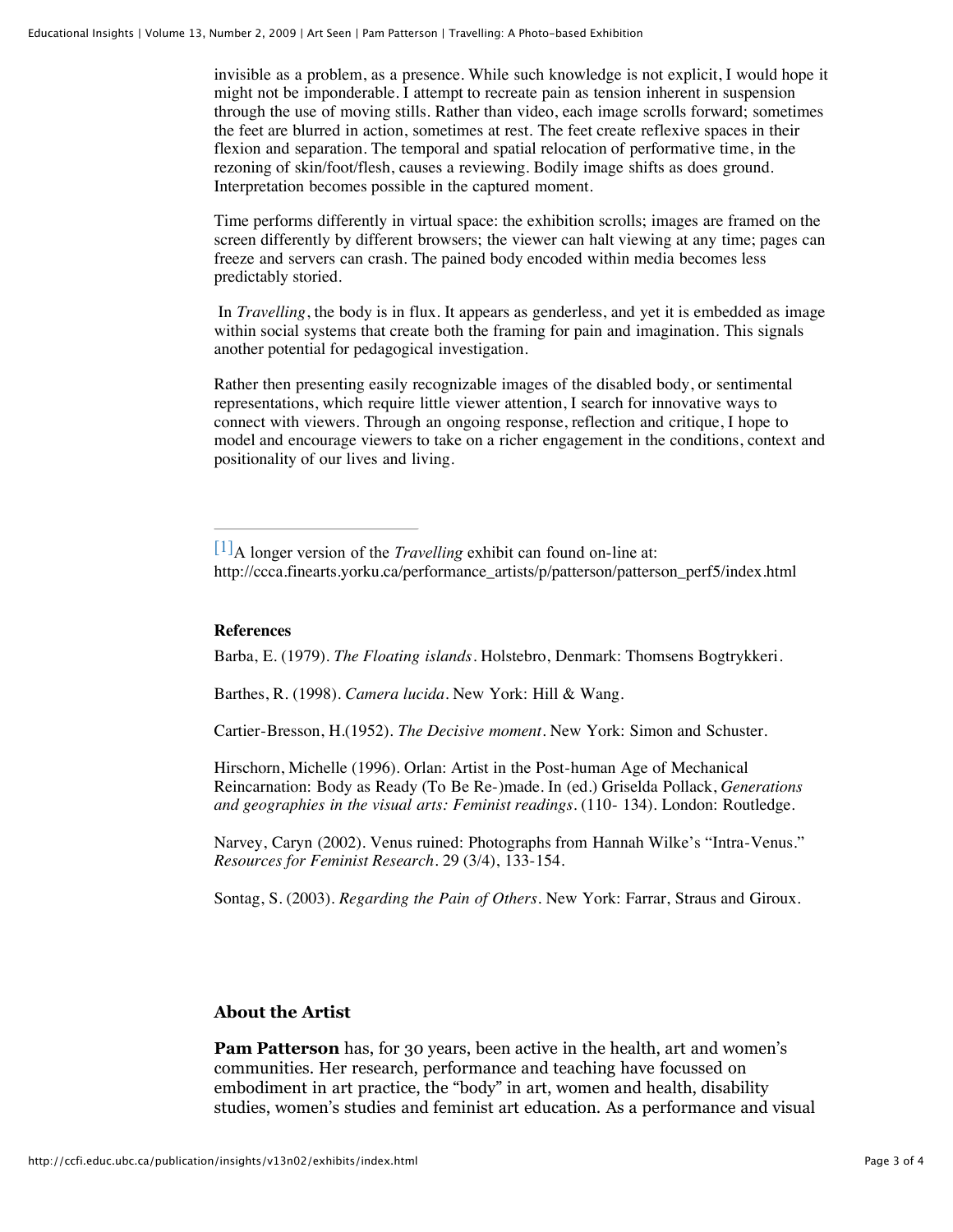invisible as a problem, as a presence. While such knowledge is not explicit, I would hope it might not be imponderable. I attempt to recreate pain as tension inherent in suspension through the use of moving stills. Rather than video, each image scrolls forward; sometimes the feet are blurred in action, sometimes at rest. The feet create reflexive spaces in their flexion and separation. The temporal and spatial relocation of performative time, in the rezoning of skin/foot/flesh, causes a reviewing. Bodily image shifts as does ground. Interpretation becomes possible in the captured moment.

Time performs differently in virtual space: the exhibition scrolls; images are framed on the screen differently by different browsers; the viewer can halt viewing at any time; pages can freeze and servers can crash. The pained body encoded within media becomes less predictably storied.

In *Travelling*, the body is in flux. It appears as genderless, and yet it is embedded as image within social systems that create both the framing for pain and imagination. This signals another potential for pedagogical investigation.

Rather then presenting easily recognizable images of the disabled body, or sentimental representations, which require little viewer attention, I search for innovative ways to connect with viewers. Through an ongoing response, reflection and critique, I hope to model and encourage viewers to take on a richer engagement in the conditions, context and positionality of our lives and living.

---

[1] A longer version of the *Travelling* exhibit can found on-line at: http://ccca.finearts.yorku.ca/performance_artists/p/patterson/patterson_perf5/index.html

**References**

Barba, E. (1979). *The Floating islands*. Holstebro, Denmark: Thomsens Bogtrykkeri.

Barthes, R. (1998). *Camera lucida*. New York: Hill & Wang.

Cartier-Bresson, H.(1952). *The Decisive moment*. New York: Simon and Schuster.

Hirschorn, Michelle (1996). Orlan: Artist in the Post-human Age of Mechanical Reincarnation: Body as Ready (To Be Re-)made. In (ed.) Griselda Pollack, *Generations and geographies in the visual arts: Feminist readings*. (110- 134). London: Routledge.

Narvey, Caryn (2002). Venus ruined: Photographs from Hannah Wilke's "Intra-Venus." *Resources for Feminist Research*. 29 (3/4), 133-154.

Sontag, S. (2003). *Regarding the Pain of Others*. New York: Farrar, Straus and Giroux.

## About the Artist

**Pam Patterson** has, for 30 years, been active in the health, art and women's communities. Her research, performance and teaching have focussed on embodiment in art practice, the "body" in art, women and health, disability studies, women's studies and feminist art education. As a performance and visual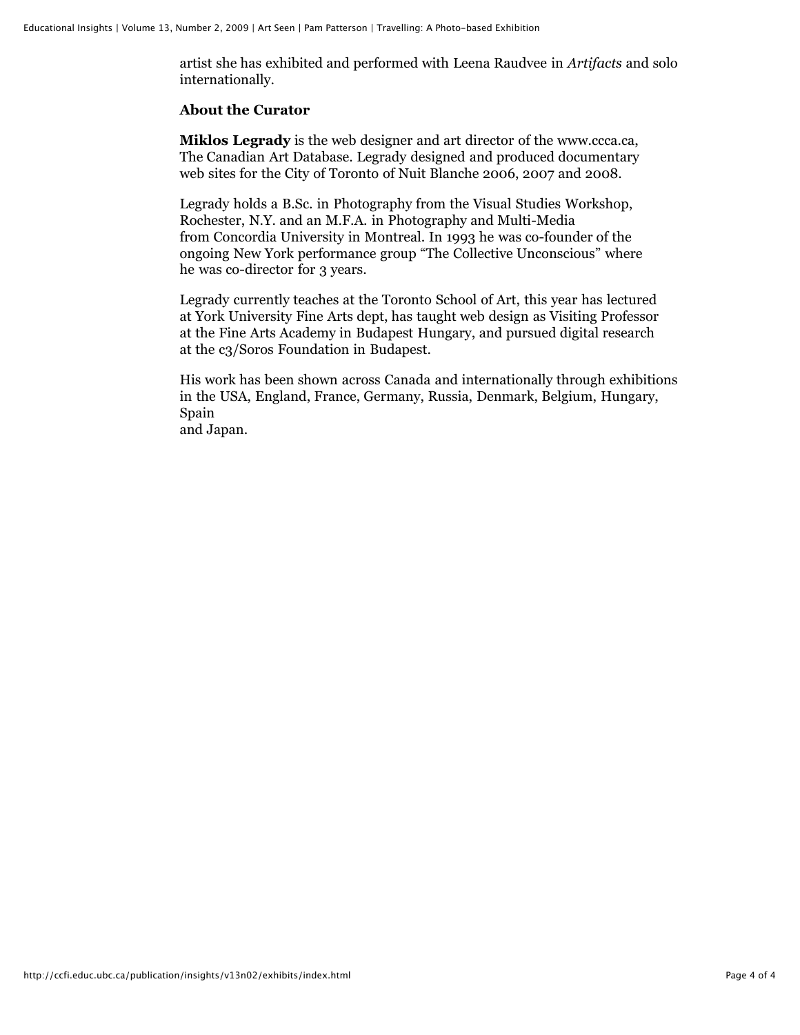artist she has exhibited and performed with Leena Raudvee in *Artifacts* and solo internationally.

**About the Curator**

**Miklos Legrady** is the web designer and art director of the www.ccca.ca, The Canadian Art Database. Legrady designed and produced documentary web sites for the City of Toronto of Nuit Blanche 2006, 2007 and 2008.

Legrady holds a B.Sc. in Photography from the Visual Studies Workshop, Rochester, N.Y. and an M.F.A. in Photography and Multi-Media from Concordia University in Montreal. In 1993 he was co-founder of the ongoing New York performance group "The Collective Unconscious" where he was co-director for 3 years.

Legrady currently teaches at the Toronto School of Art, this year has lectured at York University Fine Arts dept, has taught web design as Visiting Professor at the Fine Arts Academy in Budapest Hungary, and pursued digital research at the c3/Soros Foundation in Budapest.

His work has been shown across Canada and internationally through exhibitions in the USA, England, France, Germany, Russia, Denmark, Belgium, Hungary, Spain and Japan.